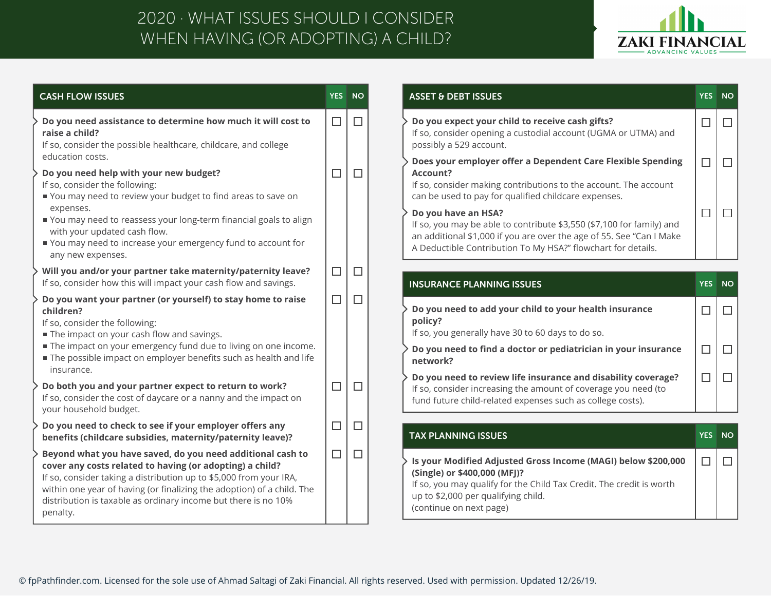# 2020 · WHAT ISSUES SHOULD I CONSIDER WHEN HAVING (OR ADOPTING) A CHILD?

ZAKI FINANCIAL — ADVANCING VALUES

| CASH FLOW ISSUES | YES | NO |
|---|---|---|
| **Do you need assistance to determine how much it will cost to raise a child?**<br>If so, consider the possible healthcare, childcare, and college education costs. | ☐ | ☐ |
| **Do you need help with your new budget?**<br>If so, consider the following:<br>▪ You may need to review your budget to find areas to save on expenses.<br>▪ You may need to reassess your long-term financial goals to align with your updated cash flow.<br>▪ You may need to increase your emergency fund to account for any new expenses. | ☐ | ☐ |
| **Will you and/or your partner take maternity/paternity leave?**<br>If so, consider how this will impact your cash flow and savings. | ☐ | ☐ |
| **Do you want your partner (or yourself) to stay home to raise children?**<br>If so, consider the following:<br>▪ The impact on your cash flow and savings.<br>▪ The impact on your emergency fund due to living on one income.<br>▪ The possible impact on employer benefits such as health and life insurance. | ☐ | ☐ |
| **Do both you and your partner expect to return to work?**<br>If so, consider the cost of daycare or a nanny and the impact on your household budget. | ☐ | ☐ |
| **Do you need to check to see if your employer offers any benefits (childcare subsidies, maternity/paternity leave)?** | ☐ | ☐ |
| **Beyond what you have saved, do you need additional cash to cover any costs related to having (or adopting) a child?**<br>If so, consider taking a distribution up to $5,000 from your IRA, within one year of having (or finalizing the adoption) of a child. The distribution is taxable as ordinary income but there is no 10% penalty. | ☐ | ☐ |

| ASSET & DEBT ISSUES | YES | NO |
|---|---|---|
| **Do you expect your child to receive cash gifts?**<br>If so, consider opening a custodial account (UGMA or UTMA) and possibly a 529 account. | ☐ | ☐ |
| **Does your employer offer a Dependent Care Flexible Spending Account?**<br>If so, consider making contributions to the account. The account can be used to pay for qualified childcare expenses. | ☐ | ☐ |
| **Do you have an HSA?**<br>If so, you may be able to contribute $3,550 ($7,100 for family) and an additional $1,000 if you are over the age of 55. See "Can I Make A Deductible Contribution To My HSA?" flowchart for details. | ☐ | ☐ |

| INSURANCE PLANNING ISSUES | YES | NO |
|---|---|---|
| **Do you need to add your child to your health insurance policy?**<br>If so, you generally have 30 to 60 days to do so. | ☐ | ☐ |
| **Do you need to find a doctor or pediatrician in your insurance network?** | ☐ | ☐ |
| **Do you need to review life insurance and disability coverage?**<br>If so, consider increasing the amount of coverage you need (to fund future child-related expenses such as college costs). | ☐ | ☐ |

| TAX PLANNING ISSUES | YES | NO |
|---|---|---|
| **Is your Modified Adjusted Gross Income (MAGI) below $200,000 (Single) or $400,000 (MFJ)?**<br>If so, you may qualify for the Child Tax Credit. The credit is worth up to $2,000 per qualifying child.<br>(continue on next page) | ☐ | ☐ |

© fpPathfinder.com. Licensed for the sole use of Ahmad Saltagi of Zaki Financial. All rights reserved. Used with permission. Updated 12/26/19.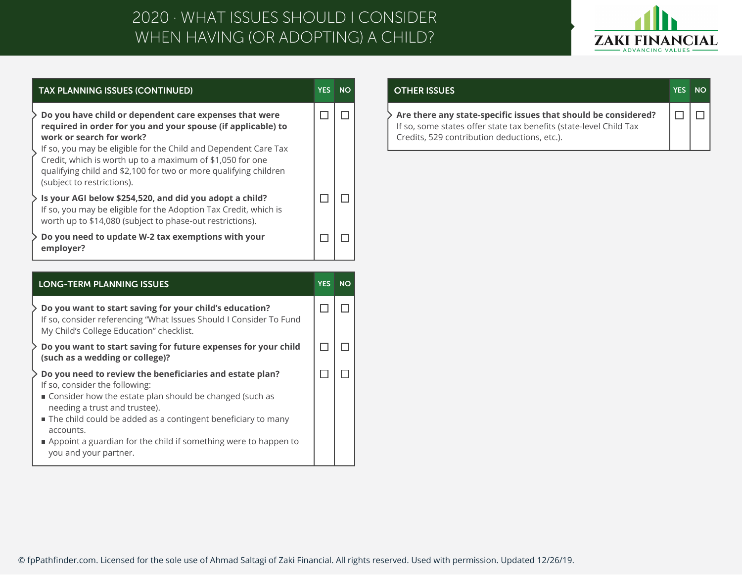# 2020 · WHAT ISSUES SHOULD I CONSIDER WHEN HAVING (OR ADOPTING) A CHILD?

ZAKI FINANCIAL
ADVANCING VALUES

| TAX PLANNING ISSUES (CONTINUED) | YES | NO |
|---|---|---|
| **Do you have child or dependent care expenses that were required in order for you and your spouse (if applicable) to work or search for work?** If so, you may be eligible for the Child and Dependent Care Tax Credit, which is worth up to a maximum of $1,050 for one qualifying child and $2,100 for two or more qualifying children (subject to restrictions). | ☐ | ☐ |
| **Is your AGI below $254,520, and did you adopt a child?** If so, you may be eligible for the Adoption Tax Credit, which is worth up to $14,080 (subject to phase-out restrictions). | ☐ | ☐ |
| **Do you need to update W-2 tax exemptions with your employer?** | ☐ | ☐ |

| LONG-TERM PLANNING ISSUES | YES | NO |
|---|---|---|
| **Do you want to start saving for your child's education?** If so, consider referencing "What Issues Should I Consider To Fund My Child's College Education" checklist. | ☐ | ☐ |
| **Do you want to start saving for future expenses for your child (such as a wedding or college)?** | ☐ | ☐ |
| **Do you need to review the beneficiaries and estate plan?** If so, consider the following:<br>■ Consider how the estate plan should be changed (such as needing a trust and trustee).<br>■ The child could be added as a contingent beneficiary to many accounts.<br>■ Appoint a guardian for the child if something were to happen to you and your partner. | ☐ | ☐ |

| OTHER ISSUES | YES | NO |
|---|---|---|
| **Are there any state-specific issues that should be considered?** If so, some states offer state tax benefits (state-level Child Tax Credits, 529 contribution deductions, etc.). | ☐ | ☐ |

© fpPathfinder.com. Licensed for the sole use of Ahmad Saltagi of Zaki Financial. All rights reserved. Used with permission. Updated 12/26/19.